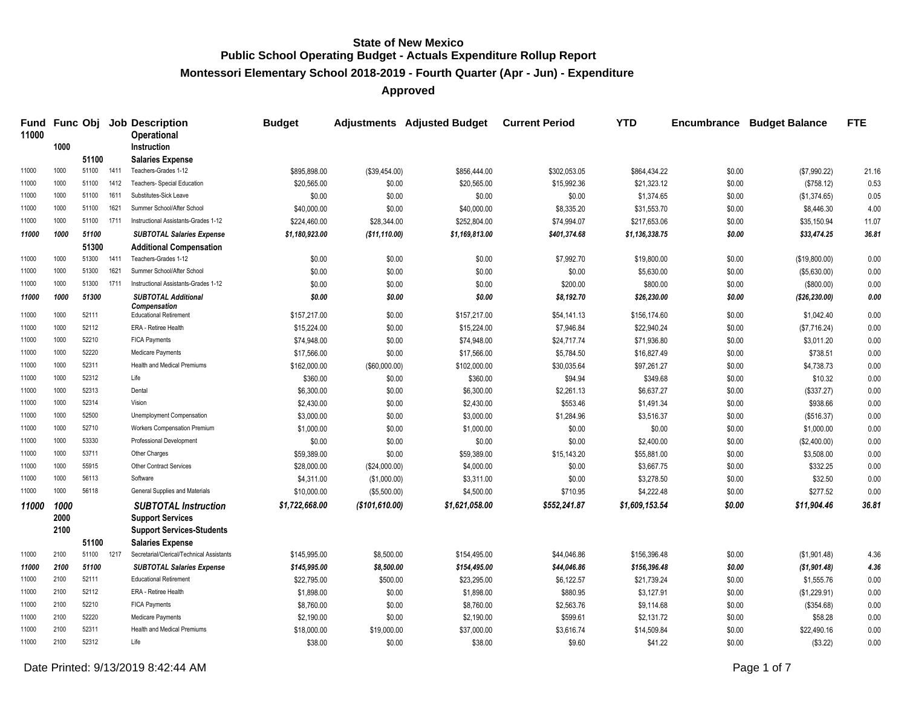# State of New Mexico
## Public School Operating Budget - Actuals Expenditure Rollup Report
### Montessori Elementary School 2018-2019 - Fourth Quarter (Apr - Jun) - Expenditure
### Approved

| Fund | Func | Obj | Job | Description | Budget | Adjustments | Adjusted Budget | Current Period | YTD | Encumbrance | Budget Balance | FTE |
|---|---|---|---|---|---|---|---|---|---|---|---|---|
| **11000** | | | | **Operational** | | | | | | | | |
| | **1000** | | | **Instruction** | | | | | | | | |
| | | **51100** | | **Salaries Expense** | | | | | | | | |
| 11000 | 1000 | 51100 | 1411 | Teachers-Grades 1-12 | $895,898.00 | ($39,454.00) | $856,444.00 | $302,053.05 | $864,434.22 | $0.00 | ($7,990.22) | 21.16 |
| 11000 | 1000 | 51100 | 1412 | Teachers- Special Education | $20,565.00 | $0.00 | $20,565.00 | $15,992.36 | $21,323.12 | $0.00 | ($758.12) | 0.53 |
| 11000 | 1000 | 51100 | 1611 | Substitutes-Sick Leave | $0.00 | $0.00 | $0.00 | $0.00 | $1,374.65 | $0.00 | ($1,374.65) | 0.05 |
| 11000 | 1000 | 51100 | 1621 | Summer School/After School | $40,000.00 | $0.00 | $40,000.00 | $8,335.20 | $31,553.70 | $0.00 | $8,446.30 | 4.00 |
| 11000 | 1000 | 51100 | 1711 | Instructional Assistants-Grades 1-12 | $224,460.00 | $28,344.00 | $252,804.00 | $74,994.07 | $217,653.06 | $0.00 | $35,150.94 | 11.07 |
| ***11000*** | ***1000*** | ***51100*** | | ***SUBTOTAL Salaries Expense*** | ***$1,180,923.00*** | ***($11,110.00)*** | ***$1,169,813.00*** | ***$401,374.68*** | ***$1,136,338.75*** | ***$0.00*** | ***$33,474.25*** | ***36.81*** |
| | | **51300** | | **Additional Compensation** | | | | | | | | |
| 11000 | 1000 | 51300 | 1411 | Teachers-Grades 1-12 | $0.00 | $0.00 | $0.00 | $7,992.70 | $19,800.00 | $0.00 | ($19,800.00) | 0.00 |
| 11000 | 1000 | 51300 | 1621 | Summer School/After School | $0.00 | $0.00 | $0.00 | $0.00 | $5,630.00 | $0.00 | ($5,630.00) | 0.00 |
| 11000 | 1000 | 51300 | 1711 | Instructional Assistants-Grades 1-12 | $0.00 | $0.00 | $0.00 | $200.00 | $800.00 | $0.00 | ($800.00) | 0.00 |
| ***11000*** | ***1000*** | ***51300*** | | ***SUBTOTAL Additional Compensation*** | ***$0.00*** | ***$0.00*** | ***$0.00*** | ***$8,192.70*** | ***$26,230.00*** | ***$0.00*** | ***($26,230.00)*** | ***0.00*** |
| 11000 | 1000 | 52111 | | Educational Retirement | $157,217.00 | $0.00 | $157,217.00 | $54,141.13 | $156,174.60 | $0.00 | $1,042.40 | 0.00 |
| 11000 | 1000 | 52112 | | ERA - Retiree Health | $15,224.00 | $0.00 | $15,224.00 | $7,946.84 | $22,940.24 | $0.00 | ($7,716.24) | 0.00 |
| 11000 | 1000 | 52210 | | FICA Payments | $74,948.00 | $0.00 | $74,948.00 | $24,717.74 | $71,936.80 | $0.00 | $3,011.20 | 0.00 |
| 11000 | 1000 | 52220 | | Medicare Payments | $17,566.00 | $0.00 | $17,566.00 | $5,784.50 | $16,827.49 | $0.00 | $738.51 | 0.00 |
| 11000 | 1000 | 52311 | | Health and Medical Premiums | $162,000.00 | ($60,000.00) | $102,000.00 | $30,035.64 | $97,261.27 | $0.00 | $4,738.73 | 0.00 |
| 11000 | 1000 | 52312 | | Life | $360.00 | $0.00 | $360.00 | $94.94 | $349.68 | $0.00 | $10.32 | 0.00 |
| 11000 | 1000 | 52313 | | Dental | $6,300.00 | $0.00 | $6,300.00 | $2,261.13 | $6,637.27 | $0.00 | ($337.27) | 0.00 |
| 11000 | 1000 | 52314 | | Vision | $2,430.00 | $0.00 | $2,430.00 | $553.46 | $1,491.34 | $0.00 | $938.66 | 0.00 |
| 11000 | 1000 | 52500 | | Unemployment Compensation | $3,000.00 | $0.00 | $3,000.00 | $1,284.96 | $3,516.37 | $0.00 | ($516.37) | 0.00 |
| 11000 | 1000 | 52710 | | Workers Compensation Premium | $1,000.00 | $0.00 | $1,000.00 | $0.00 | $0.00 | $0.00 | $1,000.00 | 0.00 |
| 11000 | 1000 | 53330 | | Professional Development | $0.00 | $0.00 | $0.00 | $0.00 | $2,400.00 | $0.00 | ($2,400.00) | 0.00 |
| 11000 | 1000 | 53711 | | Other Charges | $59,389.00 | $0.00 | $59,389.00 | $15,143.20 | $55,881.00 | $0.00 | $3,508.00 | 0.00 |
| 11000 | 1000 | 55915 | | Other Contract Services | $28,000.00 | ($24,000.00) | $4,000.00 | $0.00 | $3,667.75 | $0.00 | $332.25 | 0.00 |
| 11000 | 1000 | 56113 | | Software | $4,311.00 | ($1,000.00) | $3,311.00 | $0.00 | $3,278.50 | $0.00 | $32.50 | 0.00 |
| 11000 | 1000 | 56118 | | General Supplies and Materials | $10,000.00 | ($5,500.00) | $4,500.00 | $710.95 | $4,222.48 | $0.00 | $277.52 | 0.00 |
| ***11000*** | ***1000*** | | | ***SUBTOTAL Instruction*** | ***$1,722,668.00*** | ***($101,610.00)*** | ***$1,621,058.00*** | ***$552,241.87*** | ***$1,609,153.54*** | ***$0.00*** | ***$11,904.46*** | ***36.81*** |
| | **2000** | | | **Support Services** | | | | | | | | |
| | **2100** | | | **Support Services-Students** | | | | | | | | |
| | | **51100** | | **Salaries Expense** | | | | | | | | |
| 11000 | 2100 | 51100 | 1217 | Secretarial/Clerical/Technical Assistants | $145,995.00 | $8,500.00 | $154,495.00 | $44,046.86 | $156,396.48 | $0.00 | ($1,901.48) | 4.36 |
| ***11000*** | ***2100*** | ***51100*** | | ***SUBTOTAL Salaries Expense*** | ***$145,995.00*** | ***$8,500.00*** | ***$154,495.00*** | ***$44,046.86*** | ***$156,396.48*** | ***$0.00*** | ***($1,901.48)*** | ***4.36*** |
| 11000 | 2100 | 52111 | | Educational Retirement | $22,795.00 | $500.00 | $23,295.00 | $6,122.57 | $21,739.24 | $0.00 | $1,555.76 | 0.00 |
| 11000 | 2100 | 52112 | | ERA - Retiree Health | $1,898.00 | $0.00 | $1,898.00 | $880.95 | $3,127.91 | $0.00 | ($1,229.91) | 0.00 |
| 11000 | 2100 | 52210 | | FICA Payments | $8,760.00 | $0.00 | $8,760.00 | $2,563.76 | $9,114.68 | $0.00 | ($354.68) | 0.00 |
| 11000 | 2100 | 52220 | | Medicare Payments | $2,190.00 | $0.00 | $2,190.00 | $599.61 | $2,131.72 | $0.00 | $58.28 | 0.00 |
| 11000 | 2100 | 52311 | | Health and Medical Premiums | $18,000.00 | $19,000.00 | $37,000.00 | $3,616.74 | $14,509.84 | $0.00 | $22,490.16 | 0.00 |
| 11000 | 2100 | 52312 | | Life | $38.00 | $0.00 | $38.00 | $9.60 | $41.22 | $0.00 | ($3.22) | 0.00 |

Date Printed: 9/13/2019 8:42:44 AM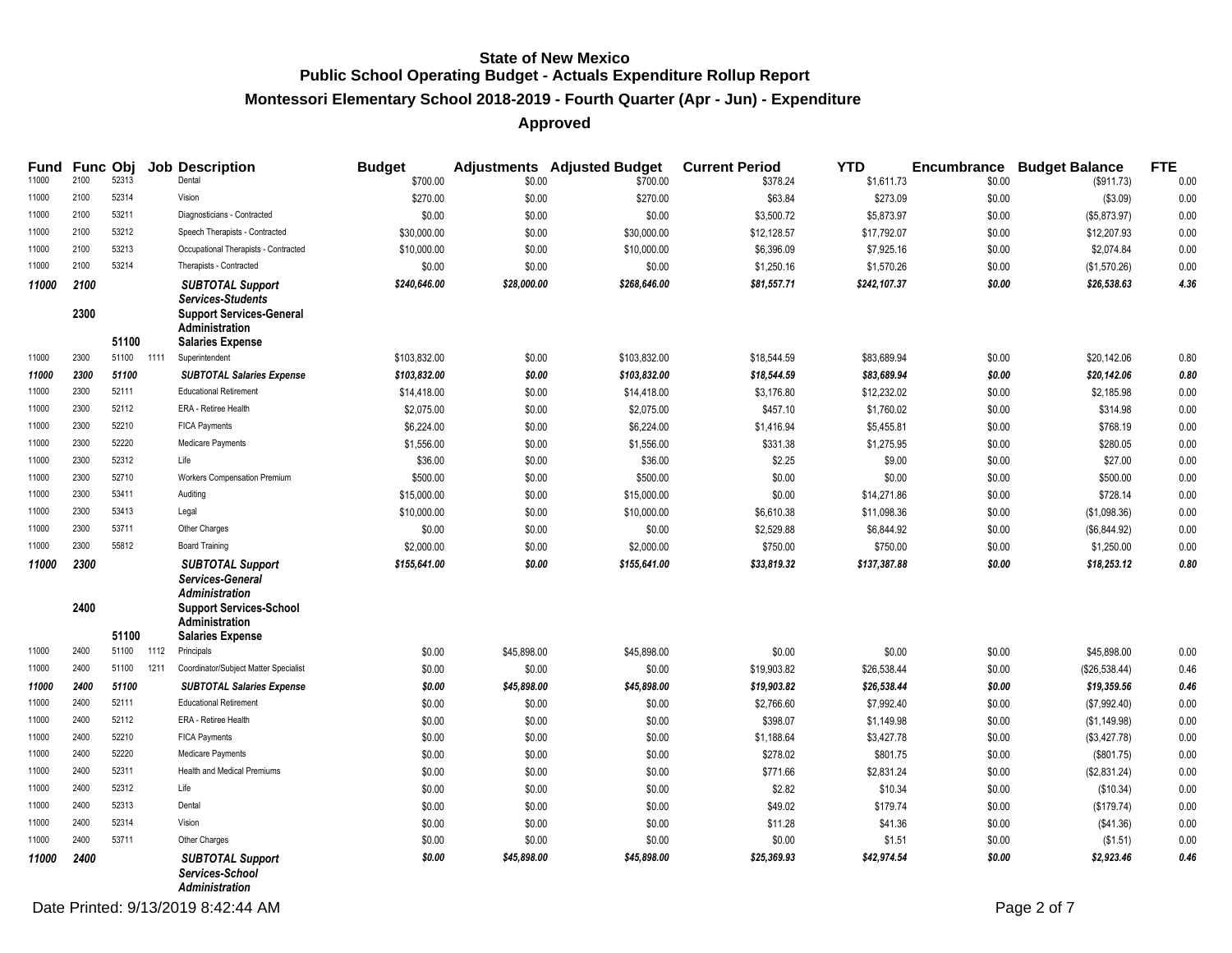# State of New Mexico
## Public School Operating Budget - Actuals Expenditure Rollup Report
### Montessori Elementary School 2018-2019 - Fourth Quarter (Apr - Jun) - Expenditure
### Approved

| Fund | Func | Obj | Job | Description | Budget | Adjustments | Adjusted Budget | Current Period | YTD | Encumbrance | Budget Balance | FTE |
|---|---|---|---|---|---|---|---|---|---|---|---|---|
| 11000 | 2100 | 52313 | | Dental | $700.00 | $0.00 | $700.00 | $378.24 | $1,611.73 | $0.00 | ($911.73) | 0.00 |
| 11000 | 2100 | 52314 | | Vision | $270.00 | $0.00 | $270.00 | $63.84 | $273.09 | $0.00 | ($3.09) | 0.00 |
| 11000 | 2100 | 53211 | | Diagnosticians - Contracted | $0.00 | $0.00 | $0.00 | $3,500.72 | $5,873.97 | $0.00 | ($5,873.97) | 0.00 |
| 11000 | 2100 | 53212 | | Speech Therapists - Contracted | $30,000.00 | $0.00 | $30,000.00 | $12,128.57 | $17,792.07 | $0.00 | $12,207.93 | 0.00 |
| 11000 | 2100 | 53213 | | Occupational Therapists - Contracted | $10,000.00 | $0.00 | $10,000.00 | $6,396.09 | $7,925.16 | $0.00 | $2,074.84 | 0.00 |
| 11000 | 2100 | 53214 | | Therapists - Contracted | $0.00 | $0.00 | $0.00 | $1,250.16 | $1,570.26 | $0.00 | ($1,570.26) | 0.00 |
| ***11000*** | ***2100*** | | | ***SUBTOTAL Support Services-Students*** | ***$240,646.00*** | ***$28,000.00*** | ***$268,646.00*** | ***$81,557.71*** | ***$242,107.37*** | ***$0.00*** | ***$26,538.63*** | ***4.36*** |
| | **2300** | | | **Support Services-General Administration** | | | | | | | | |
| | | **51100** | | **Salaries Expense** | | | | | | | | |
| 11000 | 2300 | 51100 | 1111 | Superintendent | $103,832.00 | $0.00 | $103,832.00 | $18,544.59 | $83,689.94 | $0.00 | $20,142.06 | 0.80 |
| ***11000*** | ***2300*** | ***51100*** | | ***SUBTOTAL Salaries Expense*** | ***$103,832.00*** | ***$0.00*** | ***$103,832.00*** | ***$18,544.59*** | ***$83,689.94*** | ***$0.00*** | ***$20,142.06*** | ***0.80*** |
| 11000 | 2300 | 52111 | | Educational Retirement | $14,418.00 | $0.00 | $14,418.00 | $3,176.80 | $12,232.02 | $0.00 | $2,185.98 | 0.00 |
| 11000 | 2300 | 52112 | | ERA - Retiree Health | $2,075.00 | $0.00 | $2,075.00 | $457.10 | $1,760.02 | $0.00 | $314.98 | 0.00 |
| 11000 | 2300 | 52210 | | FICA Payments | $6,224.00 | $0.00 | $6,224.00 | $1,416.94 | $5,455.81 | $0.00 | $768.19 | 0.00 |
| 11000 | 2300 | 52220 | | Medicare Payments | $1,556.00 | $0.00 | $1,556.00 | $331.38 | $1,275.95 | $0.00 | $280.05 | 0.00 |
| 11000 | 2300 | 52312 | | Life | $36.00 | $0.00 | $36.00 | $2.25 | $9.00 | $0.00 | $27.00 | 0.00 |
| 11000 | 2300 | 52710 | | Workers Compensation Premium | $500.00 | $0.00 | $500.00 | $0.00 | $0.00 | $0.00 | $500.00 | 0.00 |
| 11000 | 2300 | 53411 | | Auditing | $15,000.00 | $0.00 | $15,000.00 | $0.00 | $14,271.86 | $0.00 | $728.14 | 0.00 |
| 11000 | 2300 | 53413 | | Legal | $10,000.00 | $0.00 | $10,000.00 | $6,610.38 | $11,098.36 | $0.00 | ($1,098.36) | 0.00 |
| 11000 | 2300 | 53711 | | Other Charges | $0.00 | $0.00 | $0.00 | $2,529.88 | $6,844.92 | $0.00 | ($6,844.92) | 0.00 |
| 11000 | 2300 | 55812 | | Board Training | $2,000.00 | $0.00 | $2,000.00 | $750.00 | $750.00 | $0.00 | $1,250.00 | 0.00 |
| ***11000*** | ***2300*** | | | ***SUBTOTAL Support Services-General Administration*** | ***$155,641.00*** | ***$0.00*** | ***$155,641.00*** | ***$33,819.32*** | ***$137,387.88*** | ***$0.00*** | ***$18,253.12*** | ***0.80*** |
| | **2400** | | | **Support Services-School Administration** | | | | | | | | |
| | | **51100** | | **Salaries Expense** | | | | | | | | |
| 11000 | 2400 | 51100 | 1112 | Principals | $0.00 | $45,898.00 | $45,898.00 | $0.00 | $0.00 | $0.00 | $45,898.00 | 0.00 |
| 11000 | 2400 | 51100 | 1211 | Coordinator/Subject Matter Specialist | $0.00 | $0.00 | $0.00 | $19,903.82 | $26,538.44 | $0.00 | ($26,538.44) | 0.46 |
| ***11000*** | ***2400*** | ***51100*** | | ***SUBTOTAL Salaries Expense*** | ***$0.00*** | ***$45,898.00*** | ***$45,898.00*** | ***$19,903.82*** | ***$26,538.44*** | ***$0.00*** | ***$19,359.56*** | ***0.46*** |
| 11000 | 2400 | 52111 | | Educational Retirement | $0.00 | $0.00 | $0.00 | $2,766.60 | $7,992.40 | $0.00 | ($7,992.40) | 0.00 |
| 11000 | 2400 | 52112 | | ERA - Retiree Health | $0.00 | $0.00 | $0.00 | $398.07 | $1,149.98 | $0.00 | ($1,149.98) | 0.00 |
| 11000 | 2400 | 52210 | | FICA Payments | $0.00 | $0.00 | $0.00 | $1,188.64 | $3,427.78 | $0.00 | ($3,427.78) | 0.00 |
| 11000 | 2400 | 52220 | | Medicare Payments | $0.00 | $0.00 | $0.00 | $278.02 | $801.75 | $0.00 | ($801.75) | 0.00 |
| 11000 | 2400 | 52311 | | Health and Medical Premiums | $0.00 | $0.00 | $0.00 | $771.66 | $2,831.24 | $0.00 | ($2,831.24) | 0.00 |
| 11000 | 2400 | 52312 | | Life | $0.00 | $0.00 | $0.00 | $2.82 | $10.34 | $0.00 | ($10.34) | 0.00 |
| 11000 | 2400 | 52313 | | Dental | $0.00 | $0.00 | $0.00 | $49.02 | $179.74 | $0.00 | ($179.74) | 0.00 |
| 11000 | 2400 | 52314 | | Vision | $0.00 | $0.00 | $0.00 | $11.28 | $41.36 | $0.00 | ($41.36) | 0.00 |
| 11000 | 2400 | 53711 | | Other Charges | $0.00 | $0.00 | $0.00 | $0.00 | $1.51 | $0.00 | ($1.51) | 0.00 |
| ***11000*** | ***2400*** | | | ***SUBTOTAL Support Services-School Administration*** | ***$0.00*** | ***$45,898.00*** | ***$45,898.00*** | ***$25,369.93*** | ***$42,974.54*** | ***$0.00*** | ***$2,923.46*** | ***0.46*** |

Date Printed: 9/13/2019 8:42:44 AM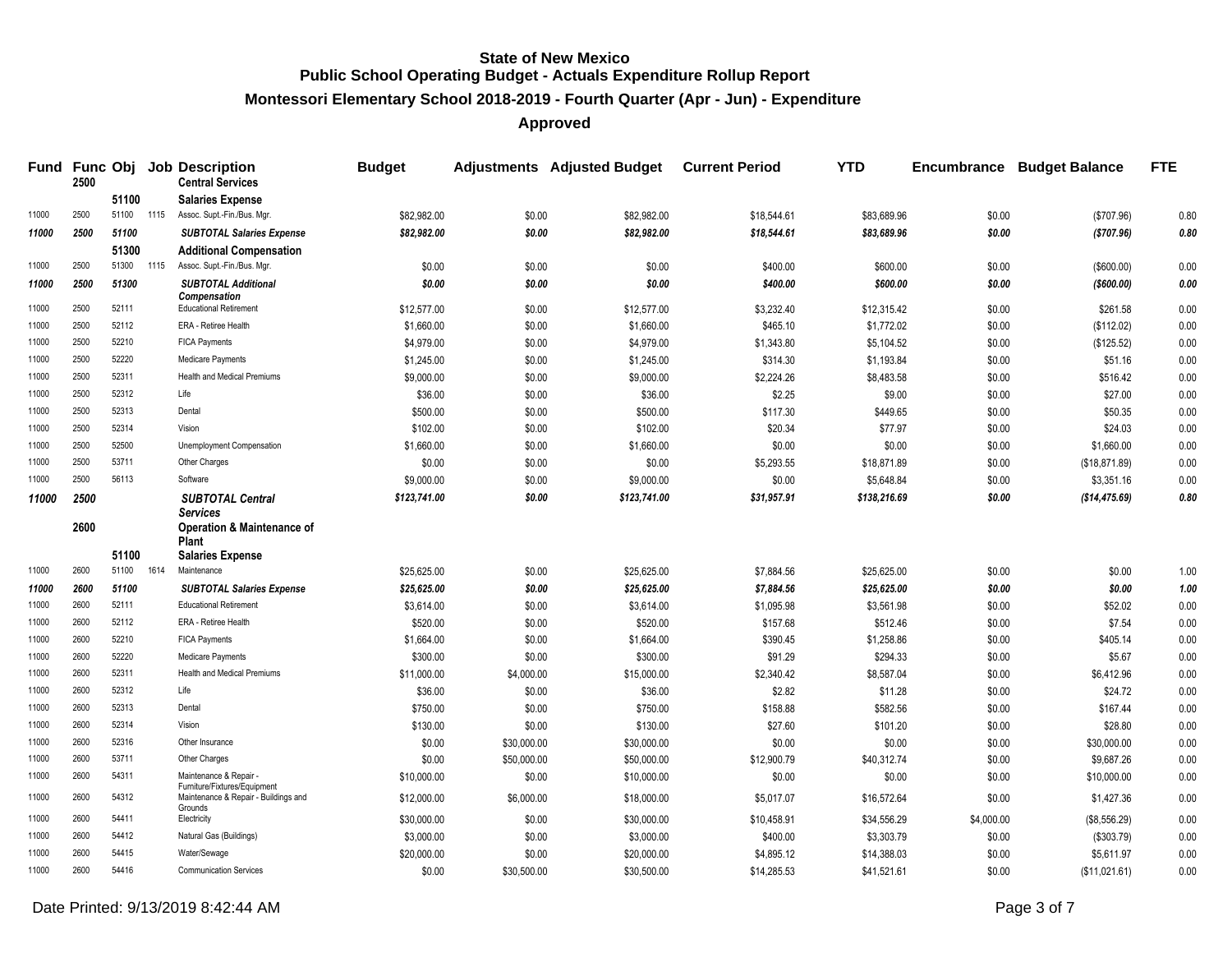# State of New Mexico
## Public School Operating Budget - Actuals Expenditure Rollup Report
### Montessori Elementary School 2018-2019 - Fourth Quarter (Apr - Jun) - Expenditure
### Approved

| Fund | Func | Obj | Job | Description | Budget | Adjustments | Adjusted Budget | Current Period | YTD | Encumbrance | Budget Balance | FTE |
|---|---|---|---|---|---|---|---|---|---|---|---|---|
| | **2500** | | | **Central Services** | | | | | | | | |
| | | **51100** | | **Salaries Expense** | | | | | | | | |
| 11000 | 2500 | 51100 | 1115 | Assoc. Supt.-Fin./Bus. Mgr. | $82,982.00 | $0.00 | $82,982.00 | $18,544.61 | $83,689.96 | $0.00 | ($707.96) | 0.80 |
| ***11000*** | ***2500*** | ***51100*** | | ***SUBTOTAL Salaries Expense*** | ***$82,982.00*** | ***$0.00*** | ***$82,982.00*** | ***$18,544.61*** | ***$83,689.96*** | ***$0.00*** | ***($707.96)*** | ***0.80*** |
| | | **51300** | | **Additional Compensation** | | | | | | | | |
| 11000 | 2500 | 51300 | 1115 | Assoc. Supt.-Fin./Bus. Mgr. | $0.00 | $0.00 | $0.00 | $400.00 | $600.00 | $0.00 | ($600.00) | 0.00 |
| ***11000*** | ***2500*** | ***51300*** | | ***SUBTOTAL Additional Compensation*** | ***$0.00*** | ***$0.00*** | ***$0.00*** | ***$400.00*** | ***$600.00*** | ***$0.00*** | ***($600.00)*** | ***0.00*** |
| 11000 | 2500 | 52111 | | Educational Retirement | $12,577.00 | $0.00 | $12,577.00 | $3,232.40 | $12,315.42 | $0.00 | $261.58 | 0.00 |
| 11000 | 2500 | 52112 | | ERA - Retiree Health | $1,660.00 | $0.00 | $1,660.00 | $465.10 | $1,772.02 | $0.00 | ($112.02) | 0.00 |
| 11000 | 2500 | 52210 | | FICA Payments | $4,979.00 | $0.00 | $4,979.00 | $1,343.80 | $5,104.52 | $0.00 | ($125.52) | 0.00 |
| 11000 | 2500 | 52220 | | Medicare Payments | $1,245.00 | $0.00 | $1,245.00 | $314.30 | $1,193.84 | $0.00 | $51.16 | 0.00 |
| 11000 | 2500 | 52311 | | Health and Medical Premiums | $9,000.00 | $0.00 | $9,000.00 | $2,224.26 | $8,483.58 | $0.00 | $516.42 | 0.00 |
| 11000 | 2500 | 52312 | | Life | $36.00 | $0.00 | $36.00 | $2.25 | $9.00 | $0.00 | $27.00 | 0.00 |
| 11000 | 2500 | 52313 | | Dental | $500.00 | $0.00 | $500.00 | $117.30 | $449.65 | $0.00 | $50.35 | 0.00 |
| 11000 | 2500 | 52314 | | Vision | $102.00 | $0.00 | $102.00 | $20.34 | $77.97 | $0.00 | $24.03 | 0.00 |
| 11000 | 2500 | 52500 | | Unemployment Compensation | $1,660.00 | $0.00 | $1,660.00 | $0.00 | $0.00 | $0.00 | $1,660.00 | 0.00 |
| 11000 | 2500 | 53711 | | Other Charges | $0.00 | $0.00 | $0.00 | $5,293.55 | $18,871.89 | $0.00 | ($18,871.89) | 0.00 |
| 11000 | 2500 | 56113 | | Software | $9,000.00 | $0.00 | $9,000.00 | $0.00 | $5,648.84 | $0.00 | $3,351.16 | 0.00 |
| ***11000*** | ***2500*** | | | ***SUBTOTAL Central Services*** | ***$123,741.00*** | ***$0.00*** | ***$123,741.00*** | ***$31,957.91*** | ***$138,216.69*** | ***$0.00*** | ***($14,475.69)*** | ***0.80*** |
| | **2600** | | | **Operation & Maintenance of Plant** | | | | | | | | |
| | | **51100** | | **Salaries Expense** | | | | | | | | |
| 11000 | 2600 | 51100 | 1614 | Maintenance | $25,625.00 | $0.00 | $25,625.00 | $7,884.56 | $25,625.00 | $0.00 | $0.00 | 1.00 |
| ***11000*** | ***2600*** | ***51100*** | | ***SUBTOTAL Salaries Expense*** | ***$25,625.00*** | ***$0.00*** | ***$25,625.00*** | ***$7,884.56*** | ***$25,625.00*** | ***$0.00*** | ***$0.00*** | ***1.00*** |
| 11000 | 2600 | 52111 | | Educational Retirement | $3,614.00 | $0.00 | $3,614.00 | $1,095.98 | $3,561.98 | $0.00 | $52.02 | 0.00 |
| 11000 | 2600 | 52112 | | ERA - Retiree Health | $520.00 | $0.00 | $520.00 | $157.68 | $512.46 | $0.00 | $7.54 | 0.00 |
| 11000 | 2600 | 52210 | | FICA Payments | $1,664.00 | $0.00 | $1,664.00 | $390.45 | $1,258.86 | $0.00 | $405.14 | 0.00 |
| 11000 | 2600 | 52220 | | Medicare Payments | $300.00 | $0.00 | $300.00 | $91.29 | $294.33 | $0.00 | $5.67 | 0.00 |
| 11000 | 2600 | 52311 | | Health and Medical Premiums | $11,000.00 | $4,000.00 | $15,000.00 | $2,340.42 | $8,587.04 | $0.00 | $6,412.96 | 0.00 |
| 11000 | 2600 | 52312 | | Life | $36.00 | $0.00 | $36.00 | $2.82 | $11.28 | $0.00 | $24.72 | 0.00 |
| 11000 | 2600 | 52313 | | Dental | $750.00 | $0.00 | $750.00 | $158.88 | $582.56 | $0.00 | $167.44 | 0.00 |
| 11000 | 2600 | 52314 | | Vision | $130.00 | $0.00 | $130.00 | $27.60 | $101.20 | $0.00 | $28.80 | 0.00 |
| 11000 | 2600 | 52316 | | Other Insurance | $0.00 | $30,000.00 | $30,000.00 | $0.00 | $0.00 | $0.00 | $30,000.00 | 0.00 |
| 11000 | 2600 | 53711 | | Other Charges | $0.00 | $50,000.00 | $50,000.00 | $12,900.79 | $40,312.74 | $0.00 | $9,687.26 | 0.00 |
| 11000 | 2600 | 54311 | | Maintenance & Repair - Furniture/Fixtures/Equipment | $10,000.00 | $0.00 | $10,000.00 | $0.00 | $0.00 | $0.00 | $10,000.00 | 0.00 |
| 11000 | 2600 | 54312 | | Maintenance & Repair - Buildings and Grounds | $12,000.00 | $6,000.00 | $18,000.00 | $5,017.07 | $16,572.64 | $0.00 | $1,427.36 | 0.00 |
| 11000 | 2600 | 54411 | | Electricity | $30,000.00 | $0.00 | $30,000.00 | $10,458.91 | $34,556.29 | $4,000.00 | ($8,556.29) | 0.00 |
| 11000 | 2600 | 54412 | | Natural Gas (Buildings) | $3,000.00 | $0.00 | $3,000.00 | $400.00 | $3,303.79 | $0.00 | ($303.79) | 0.00 |
| 11000 | 2600 | 54415 | | Water/Sewage | $20,000.00 | $0.00 | $20,000.00 | $4,895.12 | $14,388.03 | $0.00 | $5,611.97 | 0.00 |
| 11000 | 2600 | 54416 | | Communication Services | $0.00 | $30,500.00 | $30,500.00 | $14,285.53 | $41,521.61 | $0.00 | ($11,021.61) | 0.00 |

Date Printed: 9/13/2019 8:42:44 AM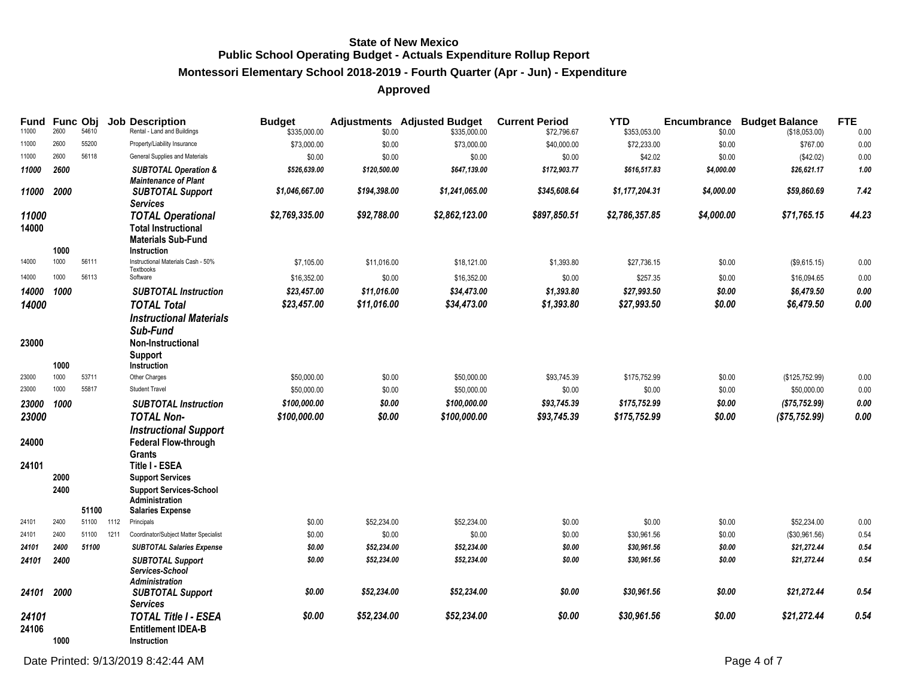**State of New Mexico**
**Public School Operating Budget - Actuals Expenditure Rollup Report**

**Montessori Elementary School 2018-2019 - Fourth Quarter (Apr - Jun) - Expenditure**

**Approved**

| Fund | Func | Obj | Job | Description | Budget | Adjustments | Adjusted Budget | Current Period | YTD | Encumbrance | Budget Balance | FTE |
|---|---|---|---|---|---|---|---|---|---|---|---|---|
| 11000 | 2600 | 54610 | | Rental - Land and Buildings | $335,000.00 | $0.00 | $335,000.00 | $72,796.67 | $353,053.00 | $0.00 | ($18,053.00) | 0.00 |
| 11000 | 2600 | 55200 | | Property/Liability Insurance | $73,000.00 | $0.00 | $73,000.00 | $40,000.00 | $72,233.00 | $0.00 | $767.00 | 0.00 |
| 11000 | 2600 | 56118 | | General Supplies and Materials | $0.00 | $0.00 | $0.00 | $0.00 | $42.02 | $0.00 | ($42.02) | 0.00 |
| ***11000*** | ***2600*** | | | ***SUBTOTAL Operation & Maintenance of Plant*** | ***$526,639.00*** | ***$120,500.00*** | ***$647,139.00*** | ***$172,903.77*** | ***$616,517.83*** | ***$4,000.00*** | ***$26,621.17*** | ***1.00*** |
| ***11000*** | ***2000*** | | | ***SUBTOTAL Support Services*** | ***$1,046,667.00*** | ***$194,398.00*** | ***$1,241,065.00*** | ***$345,608.64*** | ***$1,177,204.31*** | ***$4,000.00*** | ***$59,860.69*** | ***7.42*** |
| ***11000*** | | | | ***TOTAL Operational*** | ***$2,769,335.00*** | ***$92,788.00*** | ***$2,862,123.00*** | ***$897,850.51*** | ***$2,786,357.85*** | ***$4,000.00*** | ***$71,765.15*** | ***44.23*** |
| **14000** | | | | **Total Instructional Materials Sub-Fund** | | | | | | | | |
| | **1000** | | | **Instruction** | | | | | | | | |
| 14000 | 1000 | 56111 | | Instructional Materials Cash - 50% Textbooks | $7,105.00 | $11,016.00 | $18,121.00 | $1,393.80 | $27,736.15 | $0.00 | ($9,615.15) | 0.00 |
| 14000 | 1000 | 56113 | | Software | $16,352.00 | $0.00 | $16,352.00 | $0.00 | $257.35 | $0.00 | $16,094.65 | 0.00 |
| ***14000*** | ***1000*** | | | ***SUBTOTAL Instruction*** | ***$23,457.00*** | ***$11,016.00*** | ***$34,473.00*** | ***$1,393.80*** | ***$27,993.50*** | ***$0.00*** | ***$6,479.50*** | ***0.00*** |
| ***14000*** | | | | ***TOTAL Total Instructional Materials Sub-Fund*** | ***$23,457.00*** | ***$11,016.00*** | ***$34,473.00*** | ***$1,393.80*** | ***$27,993.50*** | ***$0.00*** | ***$6,479.50*** | ***0.00*** |
| **23000** | | | | **Non-Instructional Support** | | | | | | | | |
| | **1000** | | | **Instruction** | | | | | | | | |
| 23000 | 1000 | 53711 | | Other Charges | $50,000.00 | $0.00 | $50,000.00 | $93,745.39 | $175,752.99 | $0.00 | ($125,752.99) | 0.00 |
| 23000 | 1000 | 55817 | | Student Travel | $50,000.00 | $0.00 | $50,000.00 | $0.00 | $0.00 | $0.00 | $50,000.00 | 0.00 |
| ***23000*** | ***1000*** | | | ***SUBTOTAL Instruction*** | ***$100,000.00*** | ***$0.00*** | ***$100,000.00*** | ***$93,745.39*** | ***$175,752.99*** | ***$0.00*** | ***($75,752.99)*** | ***0.00*** |
| ***23000*** | | | | ***TOTAL Non-Instructional Support*** | ***$100,000.00*** | ***$0.00*** | ***$100,000.00*** | ***$93,745.39*** | ***$175,752.99*** | ***$0.00*** | ***($75,752.99)*** | ***0.00*** |
| **24000** | | | | **Federal Flow-through Grants** | | | | | | | | |
| **24101** | | | | **Title I - ESEA** | | | | | | | | |
| | **2000** | | | **Support Services** | | | | | | | | |
| | **2400** | | | **Support Services-School Administration** | | | | | | | | |
| | | **51100** | | **Salaries Expense** | | | | | | | | |
| 24101 | 2400 | 51100 | 1112 | Principals | $0.00 | $52,234.00 | $52,234.00 | $0.00 | $0.00 | $0.00 | $52,234.00 | 0.00 |
| 24101 | 2400 | 51100 | 1211 | Coordinator/Subject Matter Specialist | $0.00 | $0.00 | $0.00 | $0.00 | $30,961.56 | $0.00 | ($30,961.56) | 0.54 |
| ***24101*** | ***2400*** | ***51100*** | | ***SUBTOTAL Salaries Expense*** | ***$0.00*** | ***$52,234.00*** | ***$52,234.00*** | ***$0.00*** | ***$30,961.56*** | ***$0.00*** | ***$21,272.44*** | ***0.54*** |
| ***24101*** | ***2400*** | | | ***SUBTOTAL Support Services-School Administration*** | ***$0.00*** | ***$52,234.00*** | ***$52,234.00*** | ***$0.00*** | ***$30,961.56*** | ***$0.00*** | ***$21,272.44*** | ***0.54*** |
| ***24101*** | ***2000*** | | | ***SUBTOTAL Support Services*** | ***$0.00*** | ***$52,234.00*** | ***$52,234.00*** | ***$0.00*** | ***$30,961.56*** | ***$0.00*** | ***$21,272.44*** | ***0.54*** |
| ***24101*** | | | | ***TOTAL Title I - ESEA*** | ***$0.00*** | ***$52,234.00*** | ***$52,234.00*** | ***$0.00*** | ***$30,961.56*** | ***$0.00*** | ***$21,272.44*** | ***0.54*** |
| **24106** | | | | **Entitlement IDEA-B** | | | | | | | | |
| | **1000** | | | **Instruction** | | | | | | | | |

Date Printed: 9/13/2019 8:42:44 AM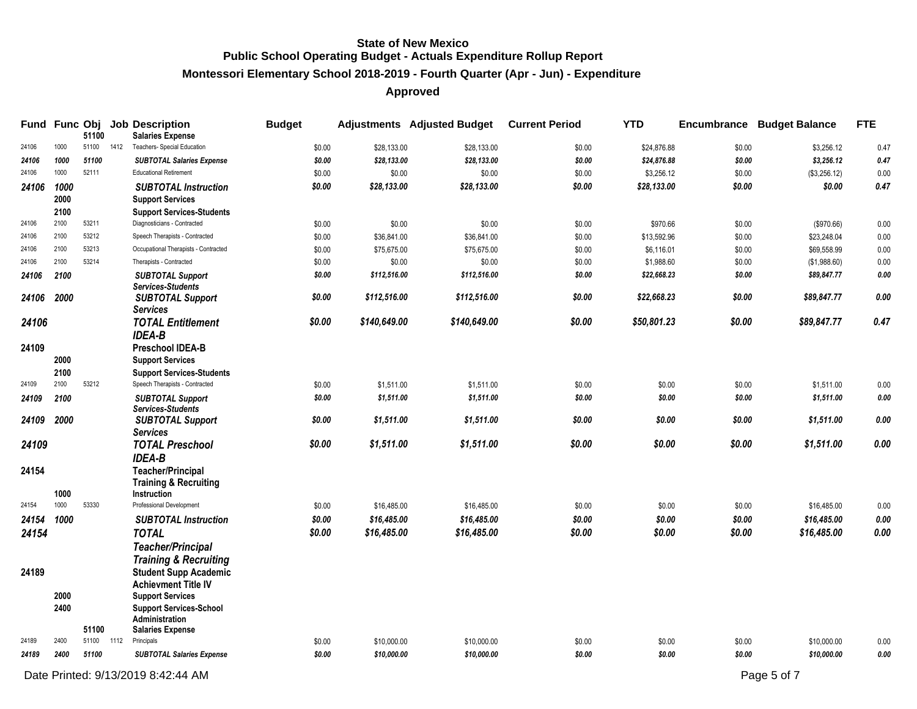# State of New Mexico
## Public School Operating Budget - Actuals Expenditure Rollup Report
### Montessori Elementary School 2018-2019 - Fourth Quarter (Apr - Jun) - Expenditure
### Approved

| Fund | Func | Obj | Job | Description | Budget | Adjustments | Adjusted Budget | Current Period | YTD | Encumbrance | Budget Balance | FTE |
|---|---|---|---|---|---|---|---|---|---|---|---|---|
| | | 51100 | | **Salaries Expense** | | | | | | | | |
| 24106 | 1000 | 51100 | 1412 | Teachers- Special Education | $0.00 | $28,133.00 | $28,133.00 | $0.00 | $24,876.88 | $0.00 | $3,256.12 | 0.47 |
| ***24106*** | ***1000*** | ***51100*** | | ***SUBTOTAL Salaries Expense*** | ***$0.00*** | ***$28,133.00*** | ***$28,133.00*** | ***$0.00*** | ***$24,876.88*** | ***$0.00*** | ***$3,256.12*** | ***0.47*** |
| 24106 | 1000 | 52111 | | Educational Retirement | $0.00 | $0.00 | $0.00 | $0.00 | $3,256.12 | $0.00 | ($3,256.12) | 0.00 |
| ***24106*** | ***1000*** | | | ***SUBTOTAL Instruction*** | ***$0.00*** | ***$28,133.00*** | ***$28,133.00*** | ***$0.00*** | ***$28,133.00*** | ***$0.00*** | ***$0.00*** | ***0.47*** |
| | **2000** | | | **Support Services** | | | | | | | | |
| | **2100** | | | **Support Services-Students** | | | | | | | | |
| 24106 | 2100 | 53211 | | Diagnosticians - Contracted | $0.00 | $0.00 | $0.00 | $0.00 | $970.66 | $0.00 | ($970.66) | 0.00 |
| 24106 | 2100 | 53212 | | Speech Therapists - Contracted | $0.00 | $36,841.00 | $36,841.00 | $0.00 | $13,592.96 | $0.00 | $23,248.04 | 0.00 |
| 24106 | 2100 | 53213 | | Occupational Therapists - Contracted | $0.00 | $75,675.00 | $75,675.00 | $0.00 | $6,116.01 | $0.00 | $69,558.99 | 0.00 |
| 24106 | 2100 | 53214 | | Therapists - Contracted | $0.00 | $0.00 | $0.00 | $0.00 | $1,988.60 | $0.00 | ($1,988.60) | 0.00 |
| ***24106*** | ***2100*** | | | ***SUBTOTAL Support Services-Students*** | ***$0.00*** | ***$112,516.00*** | ***$112,516.00*** | ***$0.00*** | ***$22,668.23*** | ***$0.00*** | ***$89,847.77*** | ***0.00*** |
| ***24106*** | ***2000*** | | | ***SUBTOTAL Support Services*** | ***$0.00*** | ***$112,516.00*** | ***$112,516.00*** | ***$0.00*** | ***$22,668.23*** | ***$0.00*** | ***$89,847.77*** | ***0.00*** |
| ***24106*** | | | | ***TOTAL Entitlement IDEA-B*** | ***$0.00*** | ***$140,649.00*** | ***$140,649.00*** | ***$0.00*** | ***$50,801.23*** | ***$0.00*** | ***$89,847.77*** | ***0.47*** |
| **24109** | | | | **Preschool IDEA-B** | | | | | | | | |
| | **2000** | | | **Support Services** | | | | | | | | |
| | **2100** | | | **Support Services-Students** | | | | | | | | |
| 24109 | 2100 | 53212 | | Speech Therapists - Contracted | $0.00 | $1,511.00 | $1,511.00 | $0.00 | $0.00 | $0.00 | $1,511.00 | 0.00 |
| ***24109*** | ***2100*** | | | ***SUBTOTAL Support Services-Students*** | ***$0.00*** | ***$1,511.00*** | ***$1,511.00*** | ***$0.00*** | ***$0.00*** | ***$0.00*** | ***$1,511.00*** | ***0.00*** |
| ***24109*** | ***2000*** | | | ***SUBTOTAL Support Services*** | ***$0.00*** | ***$1,511.00*** | ***$1,511.00*** | ***$0.00*** | ***$0.00*** | ***$0.00*** | ***$1,511.00*** | ***0.00*** |
| ***24109*** | | | | ***TOTAL Preschool IDEA-B*** | ***$0.00*** | ***$1,511.00*** | ***$1,511.00*** | ***$0.00*** | ***$0.00*** | ***$0.00*** | ***$1,511.00*** | ***0.00*** |
| **24154** | | | | **Teacher/Principal Training & Recruiting** | | | | | | | | |
| | **1000** | | | **Instruction** | | | | | | | | |
| 24154 | 1000 | 53330 | | Professional Development | $0.00 | $16,485.00 | $16,485.00 | $0.00 | $0.00 | $0.00 | $16,485.00 | 0.00 |
| ***24154*** | ***1000*** | | | ***SUBTOTAL Instruction*** | ***$0.00*** | ***$16,485.00*** | ***$16,485.00*** | ***$0.00*** | ***$0.00*** | ***$0.00*** | ***$16,485.00*** | ***0.00*** |
| ***24154*** | | | | ***TOTAL Teacher/Principal Training & Recruiting*** | ***$0.00*** | ***$16,485.00*** | ***$16,485.00*** | ***$0.00*** | ***$0.00*** | ***$0.00*** | ***$16,485.00*** | ***0.00*** |
| **24189** | | | | **Student Supp Academic Achievment Title IV** | | | | | | | | |
| | **2000** | | | **Support Services** | | | | | | | | |
| | **2400** | | | **Support Services-School Administration** | | | | | | | | |
| | | **51100** | | **Salaries Expense** | | | | | | | | |
| 24189 | 2400 | 51100 | 1112 | Principals | $0.00 | $10,000.00 | $10,000.00 | $0.00 | $0.00 | $0.00 | $10,000.00 | 0.00 |
| ***24189*** | ***2400*** | ***51100*** | | ***SUBTOTAL Salaries Expense*** | ***$0.00*** | ***$10,000.00*** | ***$10,000.00*** | ***$0.00*** | ***$0.00*** | ***$0.00*** | ***$10,000.00*** | ***0.00*** |

Date Printed: 9/13/2019 8:42:44 AM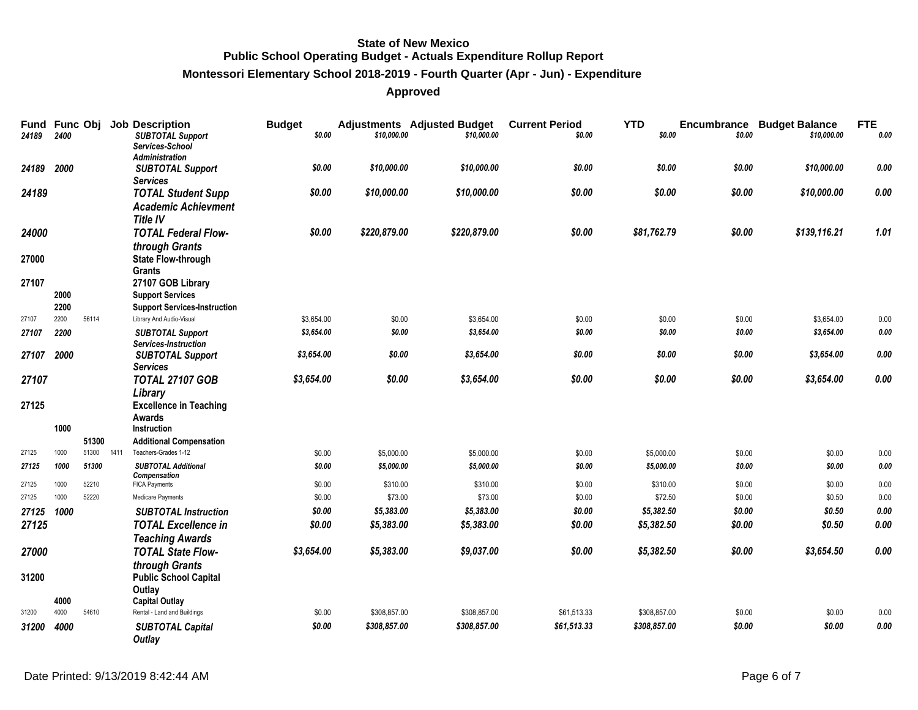**State of New Mexico**
**Public School Operating Budget - Actuals Expenditure Rollup Report**
**Montessori Elementary School 2018-2019 - Fourth Quarter (Apr - Jun) - Expenditure**
**Approved**

| Fund | Func | Obj | Job | Description | Budget | Adjustments | Adjusted Budget | Current Period | YTD | Encumbrance | Budget Balance | FTE |
|---|---|---|---|---|---|---|---|---|---|---|---|---|
| *24189* | *2400* | | | *SUBTOTAL Support Services-School Administration* | *$0.00* | *$10,000.00* | *$10,000.00* | *$0.00* | *$0.00* | *$0.00* | *$10,000.00* | *0.00* |
| *24189* | *2000* | | | *SUBTOTAL Support Services* | *$0.00* | *$10,000.00* | *$10,000.00* | *$0.00* | *$0.00* | *$0.00* | *$10,000.00* | *0.00* |
| *24189* | | | | *TOTAL Student Supp Academic Achievment Title IV* | *$0.00* | *$10,000.00* | *$10,000.00* | *$0.00* | *$0.00* | *$0.00* | *$10,000.00* | *0.00* |
| *24000* | | | | *TOTAL Federal Flow-through Grants* | *$0.00* | *$220,879.00* | *$220,879.00* | *$0.00* | *$81,762.79* | *$0.00* | *$139,116.21* | *1.01* |
| **27000** | | | | **State Flow-through Grants** | | | | | | | | |
| **27107** | | | | **27107 GOB Library** | | | | | | | | |
| | **2000** | | | **Support Services** | | | | | | | | |
| | **2200** | | | **Support Services-Instruction** | | | | | | | | |
| 27107 | 2200 | 56114 | | Library And Audio-Visual | $3,654.00 | $0.00 | $3,654.00 | $0.00 | $0.00 | $0.00 | $3,654.00 | 0.00 |
| *27107* | *2200* | | | *SUBTOTAL Support Services-Instruction* | *$3,654.00* | *$0.00* | *$3,654.00* | *$0.00* | *$0.00* | *$0.00* | *$3,654.00* | *0.00* |
| *27107* | *2000* | | | *SUBTOTAL Support Services* | *$3,654.00* | *$0.00* | *$3,654.00* | *$0.00* | *$0.00* | *$0.00* | *$3,654.00* | *0.00* |
| *27107* | | | | *TOTAL 27107 GOB Library* | *$3,654.00* | *$0.00* | *$3,654.00* | *$0.00* | *$0.00* | *$0.00* | *$3,654.00* | *0.00* |
| **27125** | | | | **Excellence in Teaching Awards** | | | | | | | | |
| | **1000** | | | **Instruction** | | | | | | | | |
| | | **51300** | | **Additional Compensation** | | | | | | | | |
| 27125 | 1000 | 51300 | 1411 | Teachers-Grades 1-12 | $0.00 | $5,000.00 | $5,000.00 | $0.00 | $5,000.00 | $0.00 | $0.00 | 0.00 |
| *27125* | *1000* | *51300* | | *SUBTOTAL Additional Compensation* | *$0.00* | *$5,000.00* | *$5,000.00* | *$0.00* | *$5,000.00* | *$0.00* | *$0.00* | *0.00* |
| 27125 | 1000 | 52210 | | FICA Payments | $0.00 | $310.00 | $310.00 | $0.00 | $310.00 | $0.00 | $0.00 | 0.00 |
| 27125 | 1000 | 52220 | | Medicare Payments | $0.00 | $73.00 | $73.00 | $0.00 | $72.50 | $0.00 | $0.50 | 0.00 |
| *27125* | *1000* | | | *SUBTOTAL Instruction* | *$0.00* | *$5,383.00* | *$5,383.00* | *$0.00* | *$5,382.50* | *$0.00* | *$0.50* | *0.00* |
| *27125* | | | | *TOTAL Excellence in Teaching Awards* | *$0.00* | *$5,383.00* | *$5,383.00* | *$0.00* | *$5,382.50* | *$0.00* | *$0.50* | *0.00* |
| *27000* | | | | *TOTAL State Flow-through Grants* | *$3,654.00* | *$5,383.00* | *$9,037.00* | *$0.00* | *$5,382.50* | *$0.00* | *$3,654.50* | *0.00* |
| **31200** | | | | **Public School Capital Outlay** | | | | | | | | |
| | **4000** | | | **Capital Outlay** | | | | | | | | |
| 31200 | 4000 | 54610 | | Rental - Land and Buildings | $0.00 | $308,857.00 | $308,857.00 | $61,513.33 | $308,857.00 | $0.00 | $0.00 | 0.00 |
| *31200* | *4000* | | | *SUBTOTAL Capital Outlay* | *$0.00* | *$308,857.00* | *$308,857.00* | *$61,513.33* | *$308,857.00* | *$0.00* | *$0.00* | *0.00* |

Date Printed: 9/13/2019 8:42:44 AM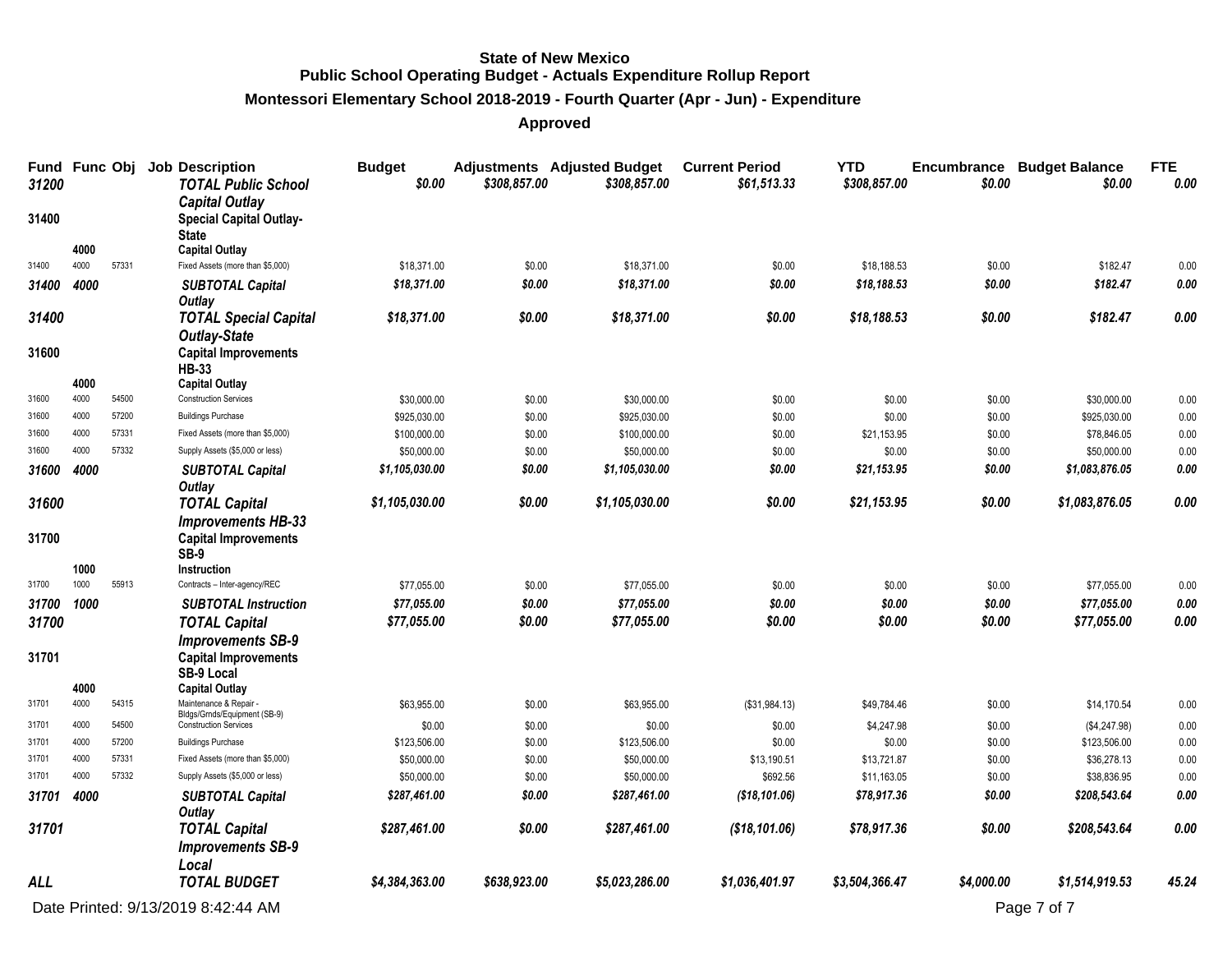# State of New Mexico
## Public School Operating Budget - Actuals Expenditure Rollup Report
### Montessori Elementary School 2018-2019 - Fourth Quarter (Apr - Jun) - Expenditure
### Approved

| Fund | Func | Obj | Job | Description | Budget | Adjustments | Adjusted Budget | Current Period | YTD | Encumbrance | Budget Balance | FTE |
|---|---|---|---|---|---|---|---|---|---|---|---|---|
| *31200* | | | | ***TOTAL Public School Capital Outlay*** | *$0.00* | *$308,857.00* | *$308,857.00* | *$61,513.33* | *$308,857.00* | *$0.00* | *$0.00* | *0.00* |
| **31400** | | | | **Special Capital Outlay-State** | | | | | | | | |
| | **4000** | | | **Capital Outlay** | | | | | | | | |
| 31400 | 4000 | 57331 | | Fixed Assets (more than $5,000) | $18,371.00 | $0.00 | $18,371.00 | $0.00 | $18,188.53 | $0.00 | $182.47 | 0.00 |
| *31400* | *4000* | | | ***SUBTOTAL Capital Outlay*** | *$18,371.00* | *$0.00* | *$18,371.00* | *$0.00* | *$18,188.53* | *$0.00* | *$182.47* | *0.00* |
| *31400* | | | | ***TOTAL Special Capital Outlay-State*** | *$18,371.00* | *$0.00* | *$18,371.00* | *$0.00* | *$18,188.53* | *$0.00* | *$182.47* | *0.00* |
| **31600** | | | | **Capital Improvements HB-33** | | | | | | | | |
| | **4000** | | | **Capital Outlay** | | | | | | | | |
| 31600 | 4000 | 54500 | | Construction Services | $30,000.00 | $0.00 | $30,000.00 | $0.00 | $0.00 | $0.00 | $30,000.00 | 0.00 |
| 31600 | 4000 | 57200 | | Buildings Purchase | $925,030.00 | $0.00 | $925,030.00 | $0.00 | $0.00 | $0.00 | $925,030.00 | 0.00 |
| 31600 | 4000 | 57331 | | Fixed Assets (more than $5,000) | $100,000.00 | $0.00 | $100,000.00 | $0.00 | $21,153.95 | $0.00 | $78,846.05 | 0.00 |
| 31600 | 4000 | 57332 | | Supply Assets ($5,000 or less) | $50,000.00 | $0.00 | $50,000.00 | $0.00 | $0.00 | $0.00 | $50,000.00 | 0.00 |
| *31600* | *4000* | | | ***SUBTOTAL Capital Outlay*** | *$1,105,030.00* | *$0.00* | *$1,105,030.00* | *$0.00* | *$21,153.95* | *$0.00* | *$1,083,876.05* | *0.00* |
| *31600* | | | | ***TOTAL Capital Improvements HB-33*** | *$1,105,030.00* | *$0.00* | *$1,105,030.00* | *$0.00* | *$21,153.95* | *$0.00* | *$1,083,876.05* | *0.00* |
| **31700** | | | | **Capital Improvements SB-9** | | | | | | | | |
| | **1000** | | | **Instruction** | | | | | | | | |
| 31700 | 1000 | 55913 | | Contracts – Inter-agency/REC | $77,055.00 | $0.00 | $77,055.00 | $0.00 | $0.00 | $0.00 | $77,055.00 | 0.00 |
| *31700* | *1000* | | | ***SUBTOTAL Instruction*** | *$77,055.00* | *$0.00* | *$77,055.00* | *$0.00* | *$0.00* | *$0.00* | *$77,055.00* | *0.00* |
| *31700* | | | | ***TOTAL Capital Improvements SB-9*** | *$77,055.00* | *$0.00* | *$77,055.00* | *$0.00* | *$0.00* | *$0.00* | *$77,055.00* | *0.00* |
| **31701** | | | | **Capital Improvements SB-9 Local** | | | | | | | | |
| | **4000** | | | **Capital Outlay** | | | | | | | | |
| 31701 | 4000 | 54315 | | Maintenance & Repair - Bldgs/Grnds/Equipment (SB-9) | $63,955.00 | $0.00 | $63,955.00 | ($31,984.13) | $49,784.46 | $0.00 | $14,170.54 | 0.00 |
| 31701 | 4000 | 54500 | | Construction Services | $0.00 | $0.00 | $0.00 | $0.00 | $4,247.98 | $0.00 | ($4,247.98) | 0.00 |
| 31701 | 4000 | 57200 | | Buildings Purchase | $123,506.00 | $0.00 | $123,506.00 | $0.00 | $0.00 | $0.00 | $123,506.00 | 0.00 |
| 31701 | 4000 | 57331 | | Fixed Assets (more than $5,000) | $50,000.00 | $0.00 | $50,000.00 | $13,190.51 | $13,721.87 | $0.00 | $36,278.13 | 0.00 |
| 31701 | 4000 | 57332 | | Supply Assets ($5,000 or less) | $50,000.00 | $0.00 | $50,000.00 | $692.56 | $11,163.05 | $0.00 | $38,836.95 | 0.00 |
| *31701* | *4000* | | | ***SUBTOTAL Capital Outlay*** | *$287,461.00* | *$0.00* | *$287,461.00* | *($18,101.06)* | *$78,917.36* | *$0.00* | *$208,543.64* | *0.00* |
| *31701* | | | | ***TOTAL Capital Improvements SB-9 Local*** | *$287,461.00* | *$0.00* | *$287,461.00* | *($18,101.06)* | *$78,917.36* | *$0.00* | *$208,543.64* | *0.00* |
| ***ALL*** | | | | ***TOTAL BUDGET*** | *$4,384,363.00* | *$638,923.00* | *$5,023,286.00* | *$1,036,401.97* | *$3,504,366.47* | *$4,000.00* | *$1,514,919.53* | *45.24* |

Date Printed: 9/13/2019 8:42:44 AM